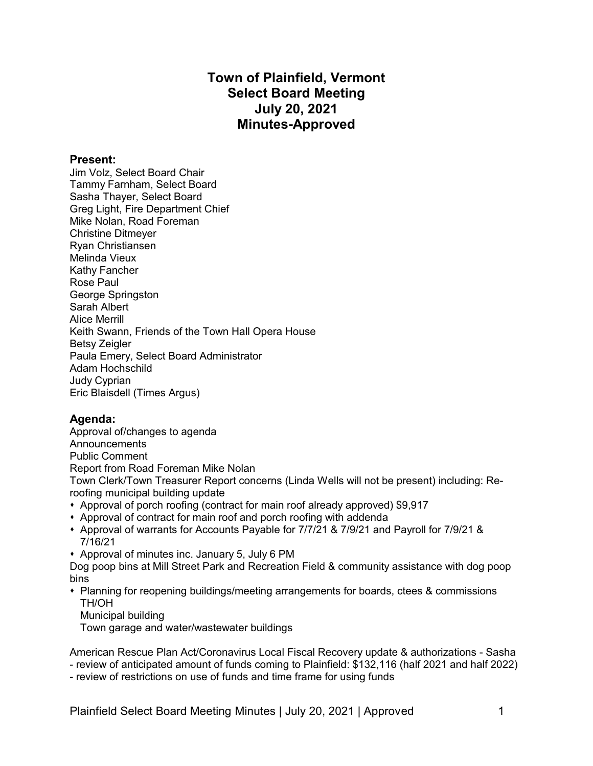# Town of Plainfield, Vermont
# Select Board Meeting
# July 20, 2021
# Minutes-Approved

## Present:

Jim Volz, Select Board Chair
Tammy Farnham, Select Board
Sasha Thayer, Select Board
Greg Light, Fire Department Chief
Mike Nolan, Road Foreman
Christine Ditmeyer
Ryan Christiansen
Melinda Vieux
Kathy Fancher
Rose Paul
George Springston
Sarah Albert
Alice Merrill
Keith Swann, Friends of the Town Hall Opera House
Betsy Zeigler
Paula Emery, Select Board Administrator
Adam Hochschild
Judy Cyprian
Eric Blaisdell (Times Argus)

## Agenda:

Approval of/changes to agenda
Announcements
Public Comment
Report from Road Foreman Mike Nolan
Town Clerk/Town Treasurer Report concerns (Linda Wells will not be present) including: Re-roofing municipal building update

- Approval of porch roofing (contract for main roof already approved) $9,917
- Approval of contract for main roof and porch roofing with addenda
- Approval of warrants for Accounts Payable for 7/7/21 & 7/9/21 and Payroll for 7/9/21 & 7/16/21
- Approval of minutes inc. January 5, July 6 PM

Dog poop bins at Mill Street Park and Recreation Field & community assistance with dog poop bins

- Planning for reopening buildings/meeting arrangements for boards, ctees & commissions
  TH/OH
  Municipal building
  Town garage and water/wastewater buildings

American Rescue Plan Act/Coronavirus Local Fiscal Recovery update & authorizations - Sasha
- review of anticipated amount of funds coming to Plainfield: $132,116 (half 2021 and half 2022)
- review of restrictions on use of funds and time frame for using funds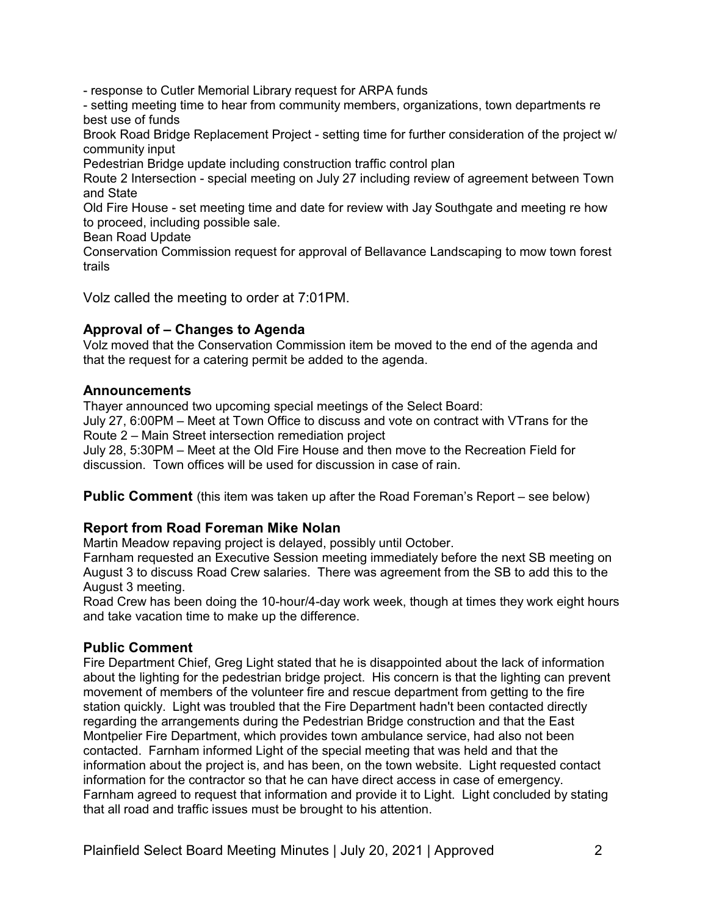- response to Cutler Memorial Library request for ARPA funds
- setting meeting time to hear from community members, organizations, town departments re best use of funds

Brook Road Bridge Replacement Project - setting time for further consideration of the project w/ community input

Pedestrian Bridge update including construction traffic control plan

Route 2 Intersection - special meeting on July 27 including review of agreement between Town and State

Old Fire House - set meeting time and date for review with Jay Southgate and meeting re how to proceed, including possible sale.

Bean Road Update

Conservation Commission request for approval of Bellavance Landscaping to mow town forest trails

Volz called the meeting to order at 7:01PM.

### Approval of – Changes to Agenda

Volz moved that the Conservation Commission item be moved to the end of the agenda and that the request for a catering permit be added to the agenda.

### Announcements

Thayer announced two upcoming special meetings of the Select Board:

July 27, 6:00PM – Meet at Town Office to discuss and vote on contract with VTrans for the Route 2 – Main Street intersection remediation project

July 28, 5:30PM – Meet at the Old Fire House and then move to the Recreation Field for discussion. Town offices will be used for discussion in case of rain.

**Public Comment** (this item was taken up after the Road Foreman's Report – see below)

### Report from Road Foreman Mike Nolan

Martin Meadow repaving project is delayed, possibly until October.

Farnham requested an Executive Session meeting immediately before the next SB meeting on August 3 to discuss Road Crew salaries. There was agreement from the SB to add this to the August 3 meeting.

Road Crew has been doing the 10-hour/4-day work week, though at times they work eight hours and take vacation time to make up the difference.

### Public Comment

Fire Department Chief, Greg Light stated that he is disappointed about the lack of information about the lighting for the pedestrian bridge project. His concern is that the lighting can prevent movement of members of the volunteer fire and rescue department from getting to the fire station quickly. Light was troubled that the Fire Department hadn't been contacted directly regarding the arrangements during the Pedestrian Bridge construction and that the East Montpelier Fire Department, which provides town ambulance service, had also not been contacted. Farnham informed Light of the special meeting that was held and that the information about the project is, and has been, on the town website. Light requested contact information for the contractor so that he can have direct access in case of emergency. Farnham agreed to request that information and provide it to Light. Light concluded by stating that all road and traffic issues must be brought to his attention.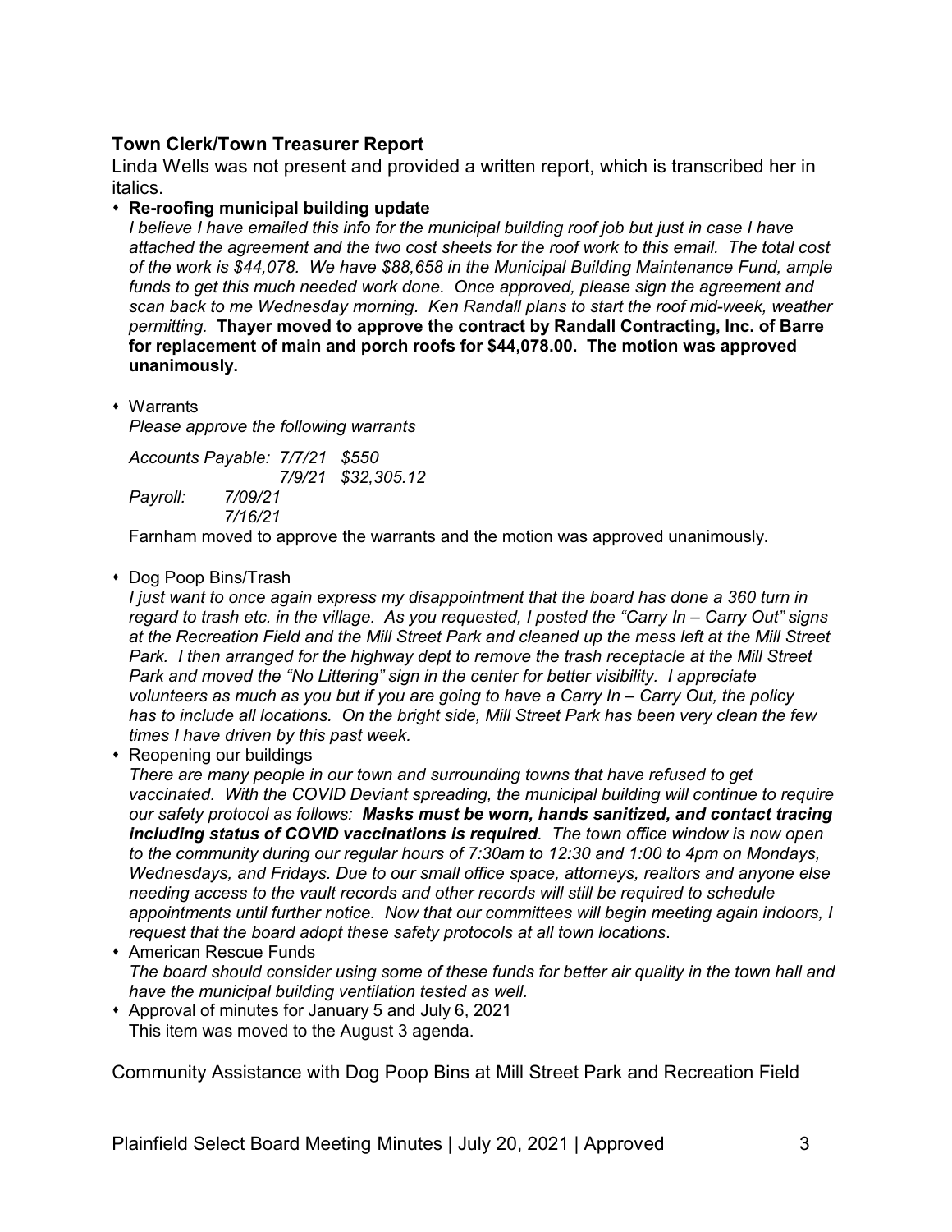### Town Clerk/Town Treasurer Report

Linda Wells was not present and provided a written report, which is transcribed her in italics.

- **Re-roofing municipal building update**
  *I believe I have emailed this info for the municipal building roof job but just in case I have attached the agreement and the two cost sheets for the roof work to this email. The total cost of the work is $44,078. We have $88,658 in the Municipal Building Maintenance Fund, ample funds to get this much needed work done. Once approved, please sign the agreement and scan back to me Wednesday morning. Ken Randall plans to start the roof mid-week, weather permitting.* **Thayer moved to approve the contract by Randall Contracting, Inc. of Barre for replacement of main and porch roofs for $44,078.00. The motion was approved unanimously.**

- Warrants
  *Please approve the following warrants*

  *Accounts Payable: 7/7/21 $550*
  *7/9/21 $32,305.12*
  *Payroll: 7/09/21*
  *7/16/21*

  Farnham moved to approve the warrants and the motion was approved unanimously.

- Dog Poop Bins/Trash
  *I just want to once again express my disappointment that the board has done a 360 turn in regard to trash etc. in the village. As you requested, I posted the "Carry In – Carry Out" signs at the Recreation Field and the Mill Street Park and cleaned up the mess left at the Mill Street Park. I then arranged for the highway dept to remove the trash receptacle at the Mill Street Park and moved the "No Littering" sign in the center for better visibility. I appreciate volunteers as much as you but if you are going to have a Carry In – Carry Out, the policy has to include all locations. On the bright side, Mill Street Park has been very clean the few times I have driven by this past week.*
- Reopening our buildings
  *There are many people in our town and surrounding towns that have refused to get vaccinated. With the COVID Deviant spreading, the municipal building will continue to require our safety protocol as follows:* ***Masks must be worn, hands sanitized, and contact tracing including status of COVID vaccinations is required****. The town office window is now open to the community during our regular hours of 7:30am to 12:30 and 1:00 to 4pm on Mondays, Wednesdays, and Fridays. Due to our small office space, attorneys, realtors and anyone else needing access to the vault records and other records will still be required to schedule appointments until further notice. Now that our committees will begin meeting again indoors, I request that the board adopt these safety protocols at all town locations*.
- American Rescue Funds
  *The board should consider using some of these funds for better air quality in the town hall and have the municipal building ventilation tested as well.*
- Approval of minutes for January 5 and July 6, 2021
  This item was moved to the August 3 agenda.

Community Assistance with Dog Poop Bins at Mill Street Park and Recreation Field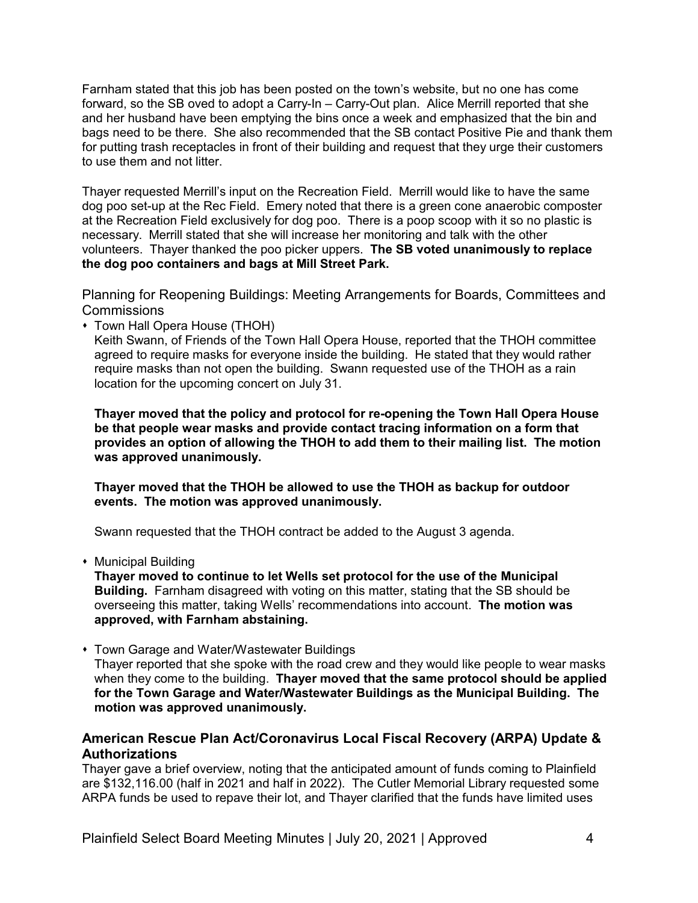Farnham stated that this job has been posted on the town's website, but no one has come forward, so the SB oved to adopt a Carry-In – Carry-Out plan. Alice Merrill reported that she and her husband have been emptying the bins once a week and emphasized that the bin and bags need to be there. She also recommended that the SB contact Positive Pie and thank them for putting trash receptacles in front of their building and request that they urge their customers to use them and not litter.

Thayer requested Merrill's input on the Recreation Field. Merrill would like to have the same dog poo set-up at the Rec Field. Emery noted that there is a green cone anaerobic composter at the Recreation Field exclusively for dog poo. There is a poop scoop with it so no plastic is necessary. Merrill stated that she will increase her monitoring and talk with the other volunteers. Thayer thanked the poo picker uppers. **The SB voted unanimously to replace the dog poo containers and bags at Mill Street Park.**

### Planning for Reopening Buildings: Meeting Arrangements for Boards, Committees and Commissions

- Town Hall Opera House (THOH)

  Keith Swann, of Friends of the Town Hall Opera House, reported that the THOH committee agreed to require masks for everyone inside the building. He stated that they would rather require masks than not open the building. Swann requested use of the THOH as a rain location for the upcoming concert on July 31.

  **Thayer moved that the policy and protocol for re-opening the Town Hall Opera House be that people wear masks and provide contact tracing information on a form that provides an option of allowing the THOH to add them to their mailing list. The motion was approved unanimously.**

  **Thayer moved that the THOH be allowed to use the THOH as backup for outdoor events. The motion was approved unanimously.**

  Swann requested that the THOH contract be added to the August 3 agenda.

- Municipal Building

  **Thayer moved to continue to let Wells set protocol for the use of the Municipal Building.** Farnham disagreed with voting on this matter, stating that the SB should be overseeing this matter, taking Wells' recommendations into account. **The motion was approved, with Farnham abstaining.**

- Town Garage and Water/Wastewater Buildings

  Thayer reported that she spoke with the road crew and they would like people to wear masks when they come to the building. **Thayer moved that the same protocol should be applied for the Town Garage and Water/Wastewater Buildings as the Municipal Building. The motion was approved unanimously.**

## American Rescue Plan Act/Coronavirus Local Fiscal Recovery (ARPA) Update & Authorizations

Thayer gave a brief overview, noting that the anticipated amount of funds coming to Plainfield are $132,116.00 (half in 2021 and half in 2022). The Cutler Memorial Library requested some ARPA funds be used to repave their lot, and Thayer clarified that the funds have limited uses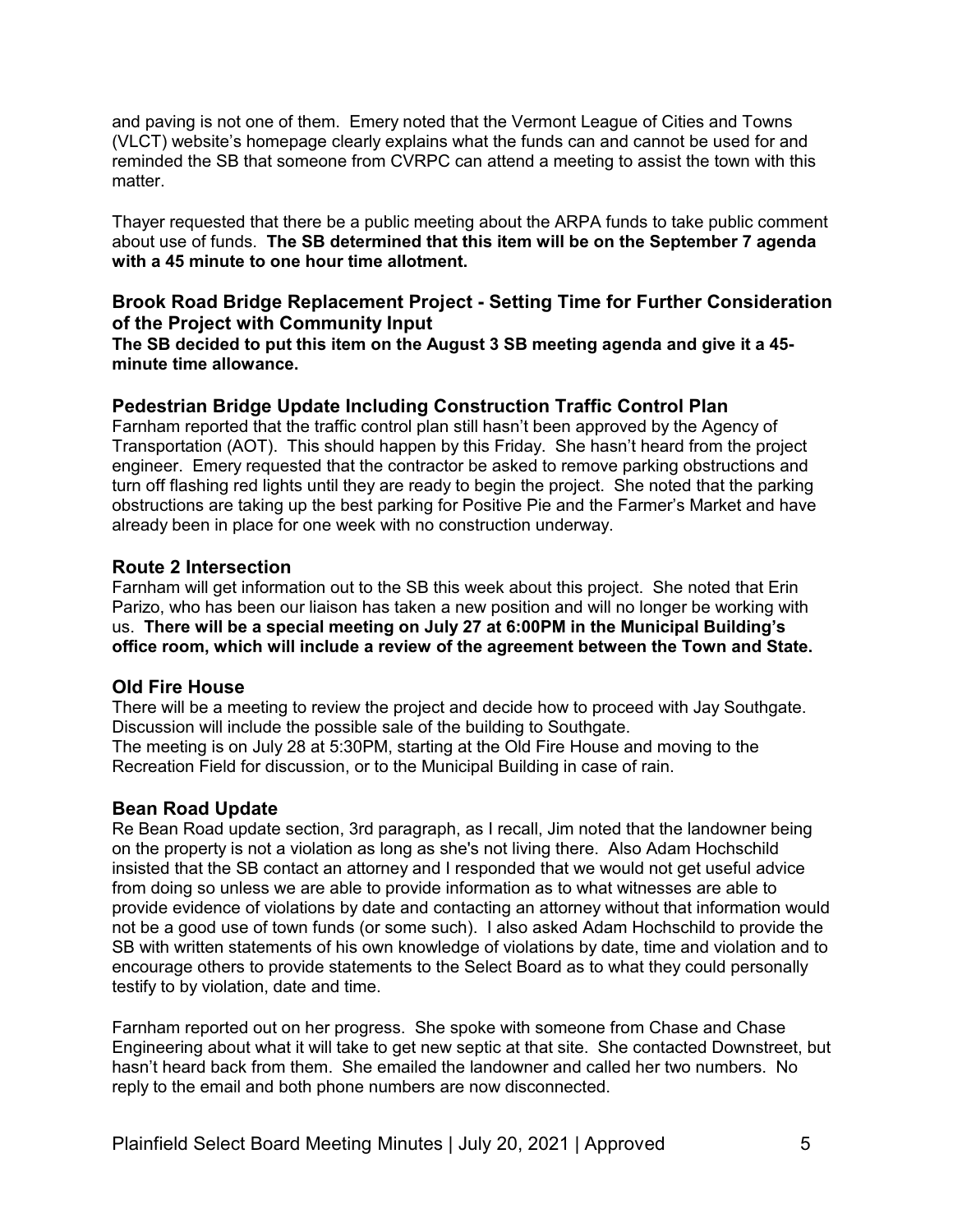and paving is not one of them. Emery noted that the Vermont League of Cities and Towns (VLCT) website's homepage clearly explains what the funds can and cannot be used for and reminded the SB that someone from CVRPC can attend a meeting to assist the town with this matter.

Thayer requested that there be a public meeting about the ARPA funds to take public comment about use of funds. **The SB determined that this item will be on the September 7 agenda with a 45 minute to one hour time allotment.**

### Brook Road Bridge Replacement Project - Setting Time for Further Consideration of the Project with Community Input

**The SB decided to put this item on the August 3 SB meeting agenda and give it a 45-minute time allowance.**

### Pedestrian Bridge Update Including Construction Traffic Control Plan

Farnham reported that the traffic control plan still hasn't been approved by the Agency of Transportation (AOT). This should happen by this Friday. She hasn't heard from the project engineer. Emery requested that the contractor be asked to remove parking obstructions and turn off flashing red lights until they are ready to begin the project. She noted that the parking obstructions are taking up the best parking for Positive Pie and the Farmer's Market and have already been in place for one week with no construction underway.

### Route 2 Intersection

Farnham will get information out to the SB this week about this project. She noted that Erin Parizo, who has been our liaison has taken a new position and will no longer be working with us. **There will be a special meeting on July 27 at 6:00PM in the Municipal Building's office room, which will include a review of the agreement between the Town and State.**

### Old Fire House

There will be a meeting to review the project and decide how to proceed with Jay Southgate. Discussion will include the possible sale of the building to Southgate.
The meeting is on July 28 at 5:30PM, starting at the Old Fire House and moving to the Recreation Field for discussion, or to the Municipal Building in case of rain.

### Bean Road Update

Re Bean Road update section, 3rd paragraph, as I recall, Jim noted that the landowner being on the property is not a violation as long as she's not living there. Also Adam Hochschild insisted that the SB contact an attorney and I responded that we would not get useful advice from doing so unless we are able to provide information as to what witnesses are able to provide evidence of violations by date and contacting an attorney without that information would not be a good use of town funds (or some such). I also asked Adam Hochschild to provide the SB with written statements of his own knowledge of violations by date, time and violation and to encourage others to provide statements to the Select Board as to what they could personally testify to by violation, date and time.

Farnham reported out on her progress. She spoke with someone from Chase and Chase Engineering about what it will take to get new septic at that site. She contacted Downstreet, but hasn't heard back from them. She emailed the landowner and called her two numbers. No reply to the email and both phone numbers are now disconnected.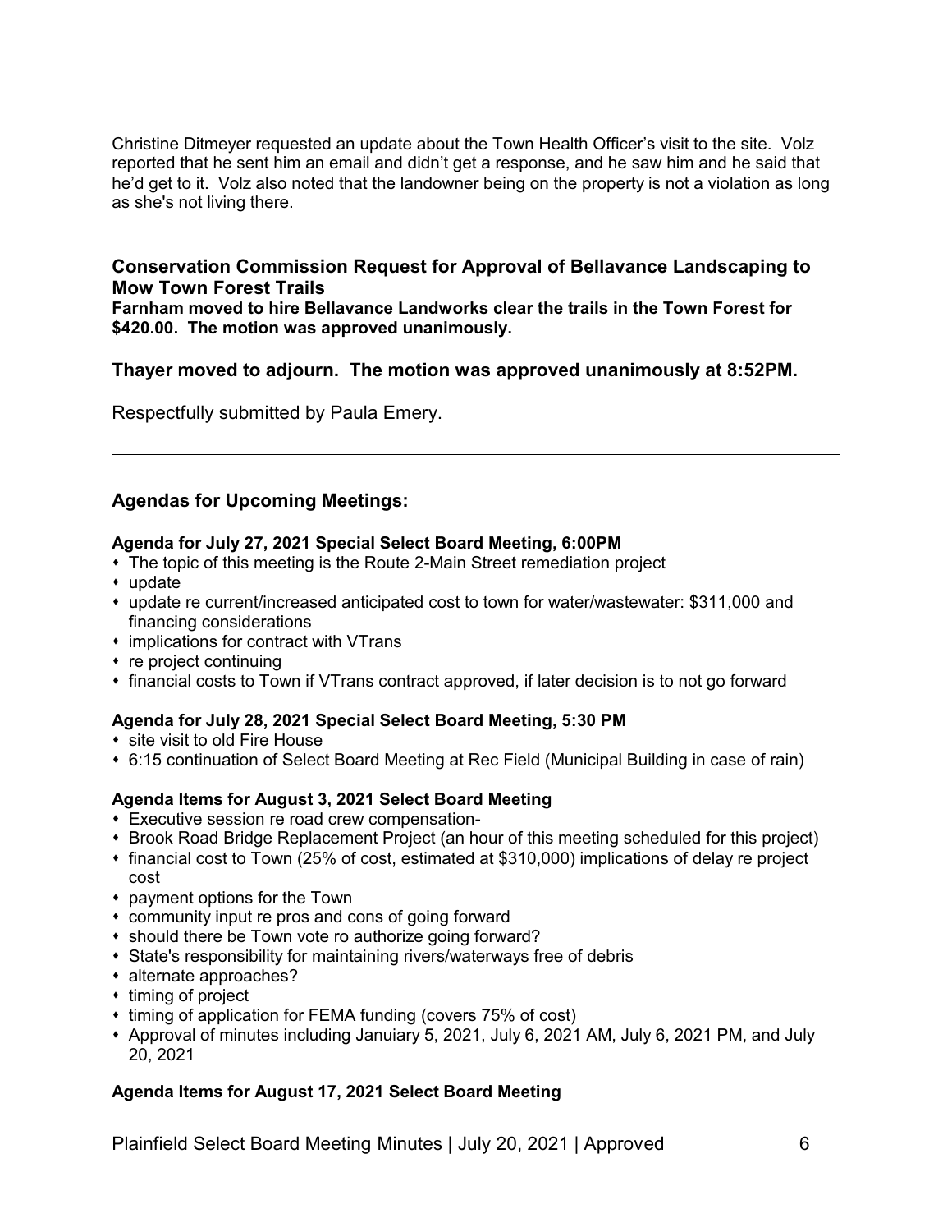Christine Ditmeyer requested an update about the Town Health Officer's visit to the site. Volz reported that he sent him an email and didn't get a response, and he saw him and he said that he'd get to it. Volz also noted that the landowner being on the property is not a violation as long as she's not living there.

### Conservation Commission Request for Approval of Bellavance Landscaping to Mow Town Forest Trails

**Farnham moved to hire Bellavance Landworks clear the trails in the Town Forest for $420.00. The motion was approved unanimously.**

### Thayer moved to adjourn. The motion was approved unanimously at 8:52PM.

Respectfully submitted by Paula Emery.

---

### Agendas for Upcoming Meetings:

**Agenda for July 27, 2021 Special Select Board Meeting, 6:00PM**

- The topic of this meeting is the Route 2-Main Street remediation project
- update
- update re current/increased anticipated cost to town for water/wastewater: $311,000 and financing considerations
- implications for contract with VTrans
- re project continuing
- financial costs to Town if VTrans contract approved, if later decision is to not go forward

**Agenda for July 28, 2021 Special Select Board Meeting, 5:30 PM**

- site visit to old Fire House
- 6:15 continuation of Select Board Meeting at Rec Field (Municipal Building in case of rain)

**Agenda Items for August 3, 2021 Select Board Meeting**

- Executive session re road crew compensation-
- Brook Road Bridge Replacement Project (an hour of this meeting scheduled for this project)
- financial cost to Town (25% of cost, estimated at $310,000) implications of delay re project cost
- payment options for the Town
- community input re pros and cons of going forward
- should there be Town vote ro authorize going forward?
- State's responsibility for maintaining rivers/waterways free of debris
- alternate approaches?
- timing of project
- timing of application for FEMA funding (covers 75% of cost)
- Approval of minutes including Januiary 5, 2021, July 6, 2021 AM, July 6, 2021 PM, and July 20, 2021

**Agenda Items for August 17, 2021 Select Board Meeting**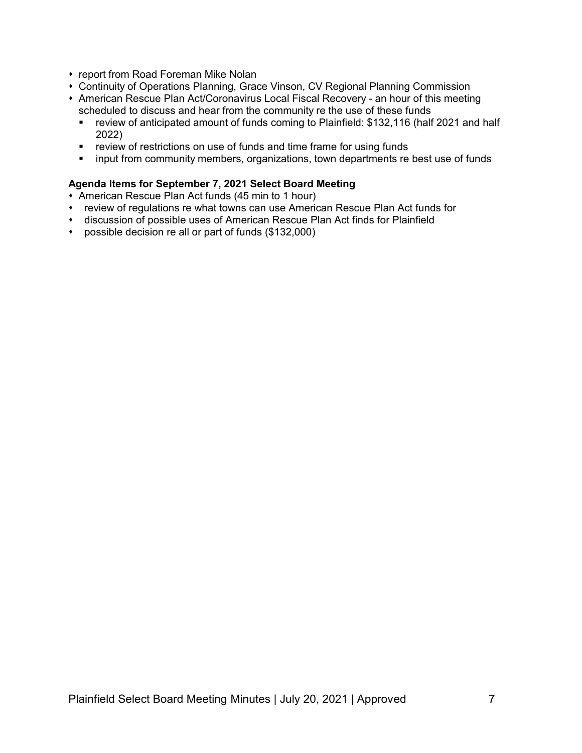- report from Road Foreman Mike Nolan
- Continuity of Operations Planning, Grace Vinson, CV Regional Planning Commission
- American Rescue Plan Act/Coronavirus Local Fiscal Recovery - an hour of this meeting scheduled to discuss and hear from the community re the use of these funds
  - review of anticipated amount of funds coming to Plainfield: $132,116 (half 2021 and half 2022)
  - review of restrictions on use of funds and time frame for using funds
  - input from community members, organizations, town departments re best use of funds

**Agenda Items for September 7, 2021 Select Board Meeting**

- American Rescue Plan Act funds (45 min to 1 hour)
- review of regulations re what towns can use American Rescue Plan Act funds for
- discussion of possible uses of American Rescue Plan Act finds for Plainfield
- possible decision re all or part of funds ($132,000)